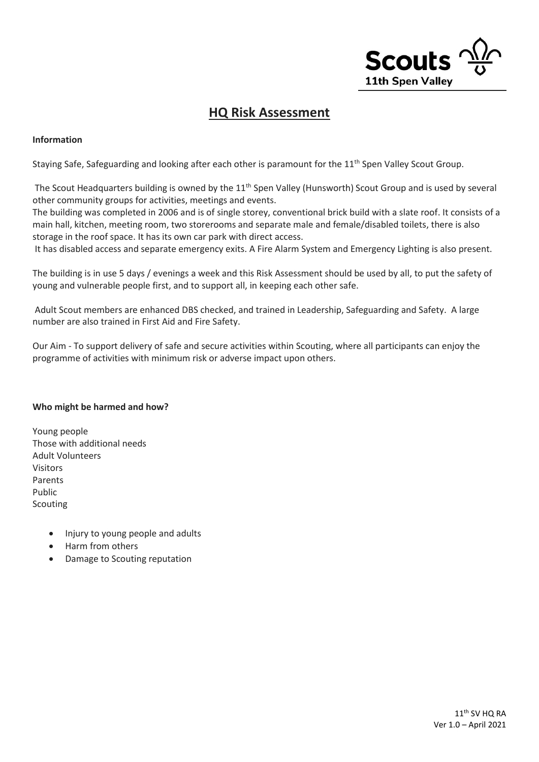# HQ Risk Assessment

**Information**

Staying Safe, Safeguarding and looking after each other is paramount for the 11th Spen Valley Scout Group.

The Scout Headquarters building is owned by the 11th Spen Valley (Hunsworth) Scout Group and is used by several other community groups for activities, meetings and events.
The building was completed in 2006 and is of single storey, conventional brick build with a slate roof. It consists of a main hall, kitchen, meeting room, two storerooms and separate male and female/disabled toilets, there is also storage in the roof space. It has its own car park with direct access.
It has disabled access and separate emergency exits. A Fire Alarm System and Emergency Lighting is also present.

The building is in use 5 days / evenings a week and this Risk Assessment should be used by all, to put the safety of young and vulnerable people first, and to support all, in keeping each other safe.

Adult Scout members are enhanced DBS checked, and trained in Leadership, Safeguarding and Safety. A large number are also trained in First Aid and Fire Safety.

Our Aim - To support delivery of safe and secure activities within Scouting, where all participants can enjoy the programme of activities with minimum risk or adverse impact upon others.

**Who might be harmed and how?**

Young people
Those with additional needs
Adult Volunteers
Visitors
Parents
Public
Scouting

- Injury to young people and adults
- Harm from others
- Damage to Scouting reputation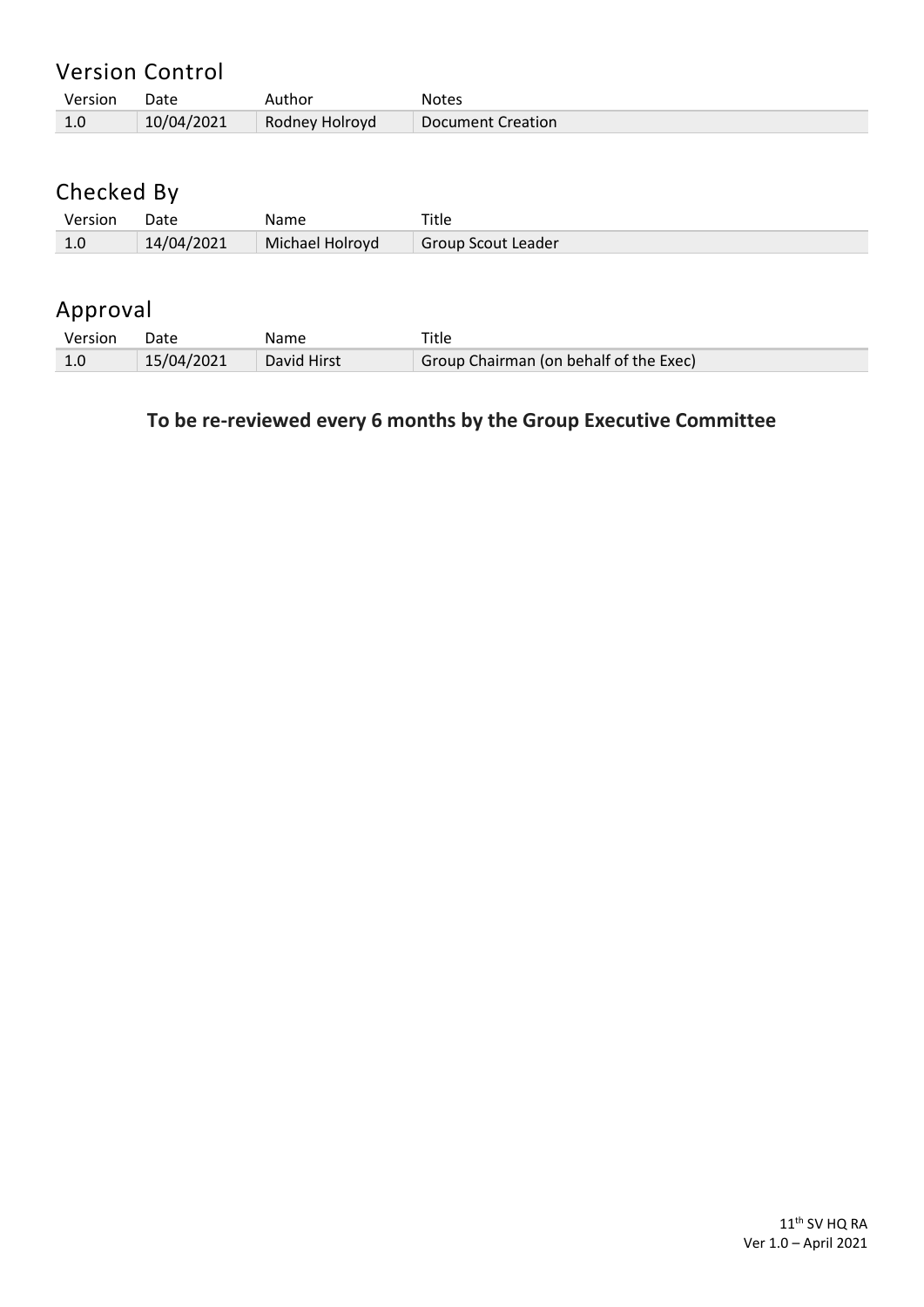## Version Control

| Version | Date | Author | Notes |
|---|---|---|---|
| 1.0 | 10/04/2021 | Rodney Holroyd | Document Creation |

## Checked By

| Version | Date | Name | Title |
|---|---|---|---|
| 1.0 | 14/04/2021 | Michael Holroyd | Group Scout Leader |

## Approval

| Version | Date | Name | Title |
|---|---|---|---|
| 1.0 | 15/04/2021 | David Hirst | Group Chairman (on behalf of the Exec) |

**To be re-reviewed every 6 months by the Group Executive Committee**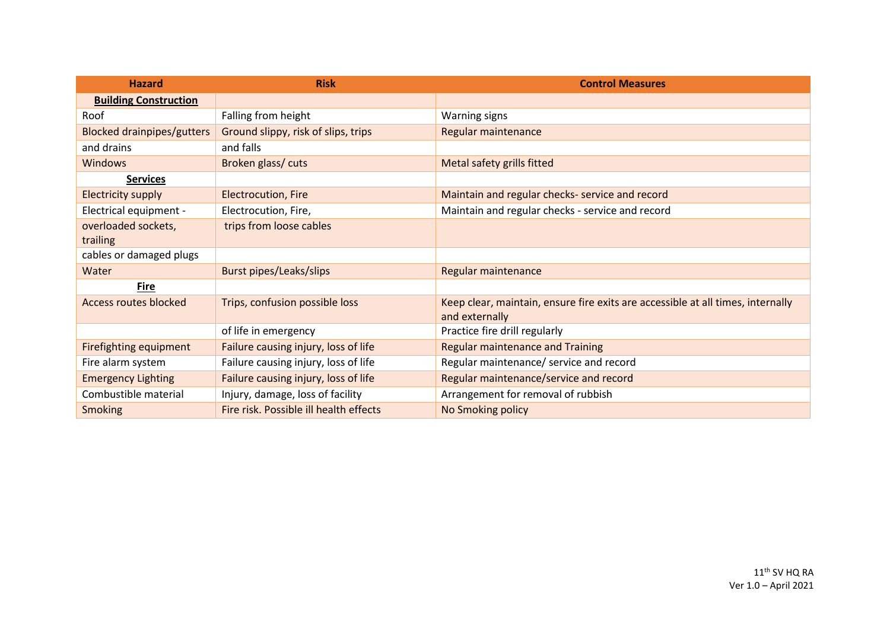| Hazard | Risk | Control Measures |
| --- | --- | --- |
| **Building Construction** | | |
| Roof | Falling from height | Warning signs |
| Blocked drainpipes/gutters | Ground slippy, risk of slips, trips | Regular maintenance |
| and drains | and falls | |
| Windows | Broken glass/ cuts | Metal safety grills fitted |
| **Services** | | |
| Electricity supply | Electrocution, Fire | Maintain and regular checks- service and record |
| Electrical equipment - | Electrocution, Fire, | Maintain and regular checks - service and record |
| overloaded sockets, trailing | trips from loose cables | |
| cables or damaged plugs | | |
| Water | Burst pipes/Leaks/slips | Regular maintenance |
| **Fire** | | |
| Access routes blocked | Trips, confusion possible loss | Keep clear, maintain, ensure fire exits are accessible at all times, internally and externally |
| | of life in emergency | Practice fire drill regularly |
| Firefighting equipment | Failure causing injury, loss of life | Regular maintenance and Training |
| Fire alarm system | Failure causing injury, loss of life | Regular maintenance/ service and record |
| Emergency Lighting | Failure causing injury, loss of life | Regular maintenance/service and record |
| Combustible material | Injury, damage, loss of facility | Arrangement for removal of rubbish |
| Smoking | Fire risk. Possible ill health effects | No Smoking policy |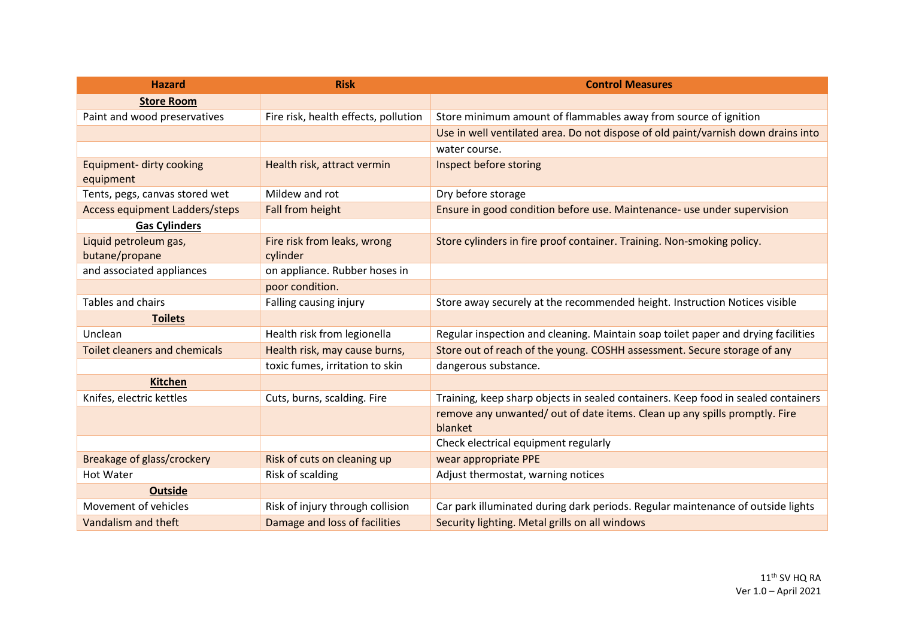| Hazard | Risk | Control Measures |
|---|---|---|
| **Store Room** | | |
| Paint and wood preservatives | Fire risk, health effects, pollution | Store minimum amount of flammables away from source of ignition |
| | | Use in well ventilated area. Do not dispose of old paint/varnish down drains into |
| | | water course. |
| Equipment- dirty cooking equipment | Health risk, attract vermin | Inspect before storing |
| Tents, pegs, canvas stored wet | Mildew and rot | Dry before storage |
| Access equipment Ladders/steps | Fall from height | Ensure in good condition before use. Maintenance- use under supervision |
| **Gas Cylinders** | | |
| Liquid petroleum gas, butane/propane | Fire risk from leaks, wrong cylinder | Store cylinders in fire proof container. Training. Non-smoking policy. |
| and associated appliances | on appliance. Rubber hoses in | |
| | poor condition. | |
| Tables and chairs | Falling causing injury | Store away securely at the recommended height. Instruction Notices visible |
| **Toilets** | | |
| Unclean | Health risk from legionella | Regular inspection and cleaning. Maintain soap toilet paper and drying facilities |
| Toilet cleaners and chemicals | Health risk, may cause burns, | Store out of reach of the young. COSHH assessment. Secure storage of any |
| | toxic fumes, irritation to skin | dangerous substance. |
| **Kitchen** | | |
| Knifes, electric kettles | Cuts, burns, scalding. Fire | Training, keep sharp objects in sealed containers. Keep food in sealed containers |
| | | remove any unwanted/ out of date items. Clean up any spills promptly. Fire blanket |
| | | Check electrical equipment regularly |
| Breakage of glass/crockery | Risk of cuts on cleaning up | wear appropriate PPE |
| Hot Water | Risk of scalding | Adjust thermostat, warning notices |
| **Outside** | | |
| Movement of vehicles | Risk of injury through collision | Car park illuminated during dark periods. Regular maintenance of outside lights |
| Vandalism and theft | Damage and loss of facilities | Security lighting. Metal grills on all windows |

11th SV HQ RA
Ver 1.0 – April 2021